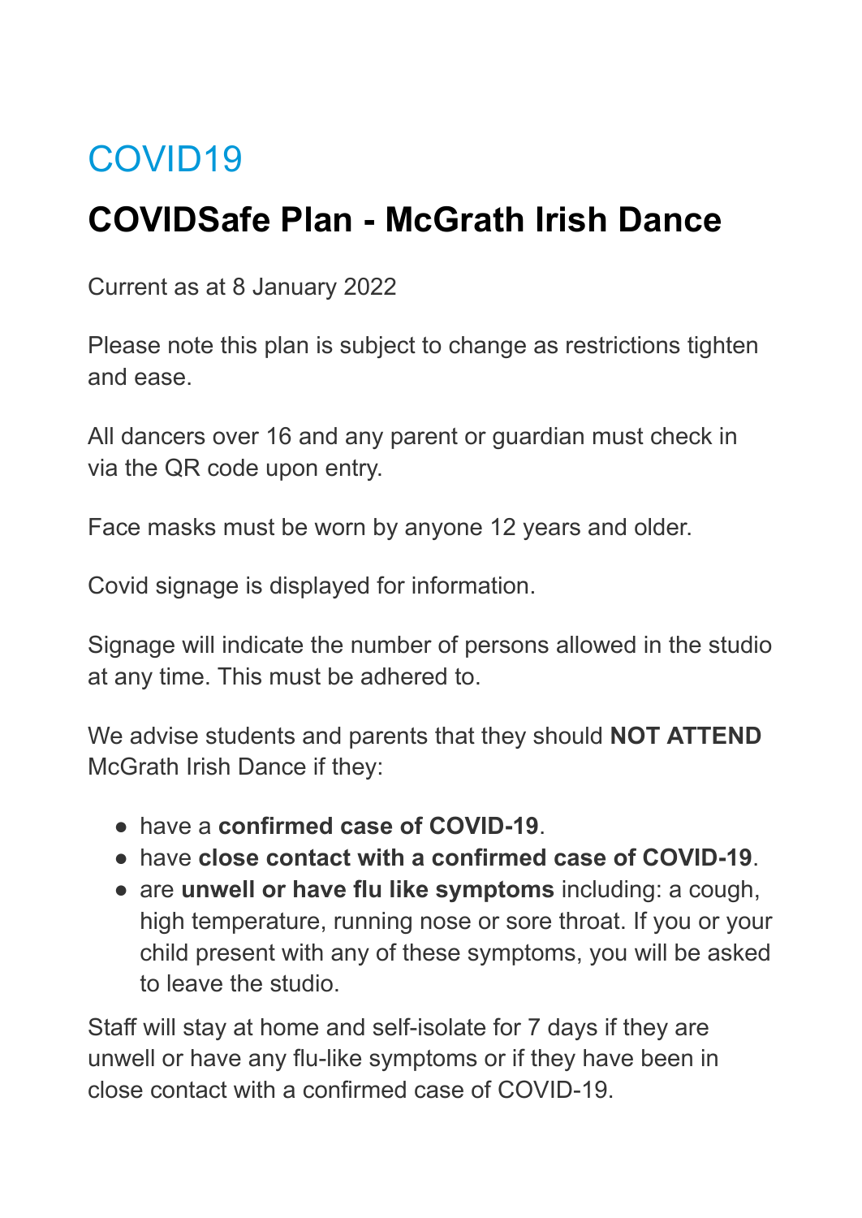# COVID19

## COVIDSafe Plan - McGrath Irish Dance

Current as at 8 January 2022

Please note this plan is subject to change as restrictions tighten and ease.

All dancers over 16 and any parent or guardian must check in via the QR code upon entry.

Face masks must be worn by anyone 12 years and older.

Covid signage is displayed for information.

Signage will indicate the number of persons allowed in the studio at any time. This must be adhered to.

We advise students and parents that they should **NOT ATTEND** McGrath Irish Dance if they:

- have a **confirmed case of COVID-19**.
- have **close contact with a confirmed case of COVID-19**.
- are **unwell or have flu like symptoms** including: a cough, high temperature, running nose or sore throat. If you or your child present with any of these symptoms, you will be asked to leave the studio.

Staff will stay at home and self-isolate for 7 days if they are unwell or have any flu-like symptoms or if they have been in close contact with a confirmed case of COVID-19.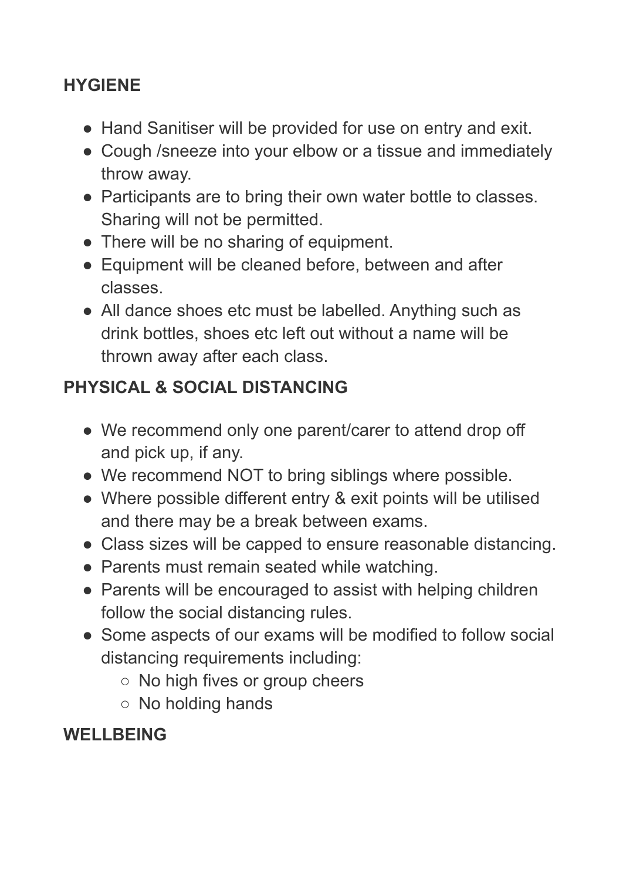## HYGIENE

- Hand Sanitiser will be provided for use on entry and exit.
- Cough /sneeze into your elbow or a tissue and immediately throw away.
- Participants are to bring their own water bottle to classes. Sharing will not be permitted.
- There will be no sharing of equipment.
- Equipment will be cleaned before, between and after classes.
- All dance shoes etc must be labelled. Anything such as drink bottles, shoes etc left out without a name will be thrown away after each class.

## PHYSICAL & SOCIAL DISTANCING

- We recommend only one parent/carer to attend drop off and pick up, if any.
- We recommend NOT to bring siblings where possible.
- Where possible different entry & exit points will be utilised and there may be a break between exams.
- Class sizes will be capped to ensure reasonable distancing.
- Parents must remain seated while watching.
- Parents will be encouraged to assist with helping children follow the social distancing rules.
- Some aspects of our exams will be modified to follow social distancing requirements including:
  - No high fives or group cheers
  - No holding hands

## WELLBEING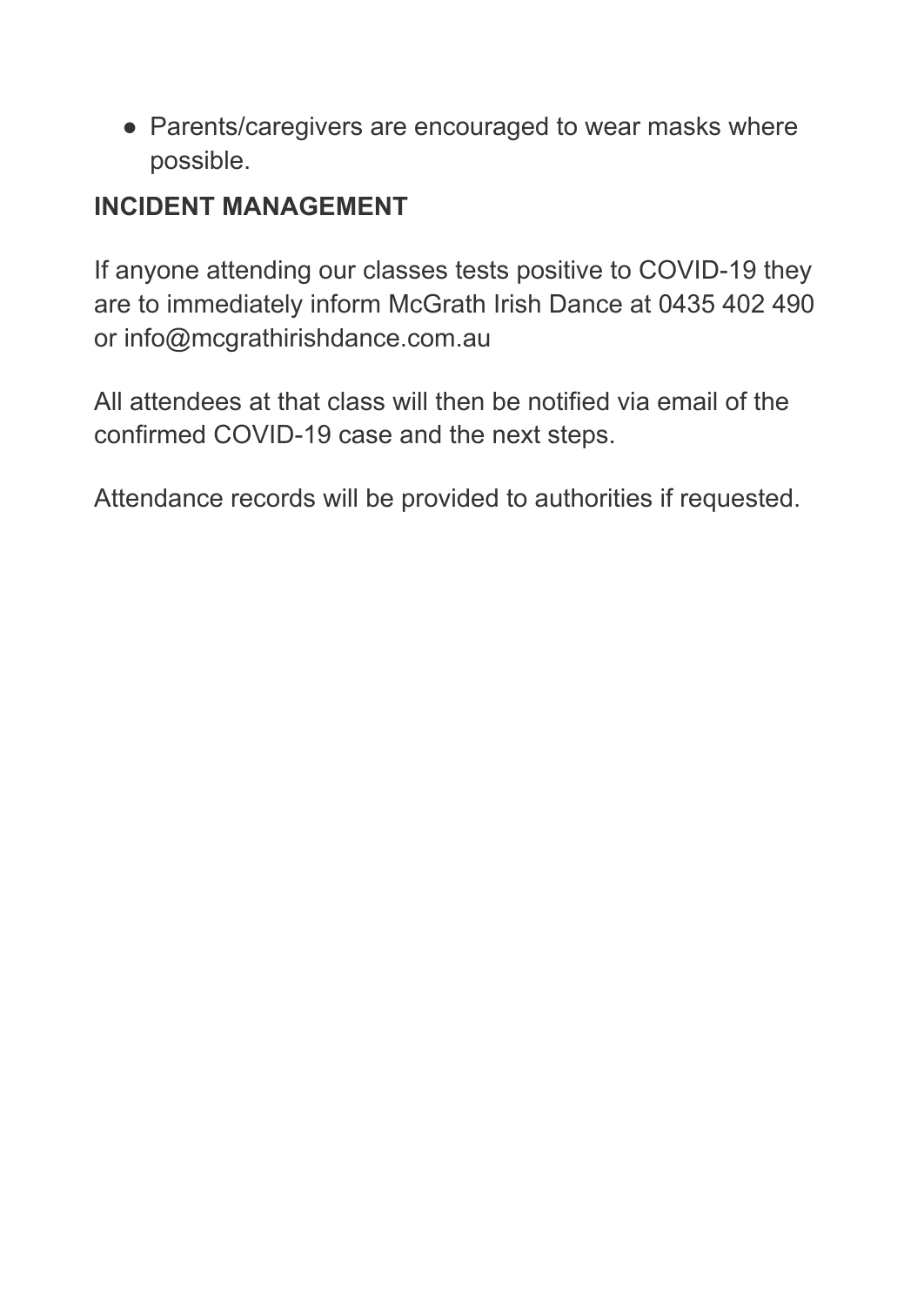- Parents/caregivers are encouraged to wear masks where possible.

**INCIDENT MANAGEMENT**

If anyone attending our classes tests positive to COVID-19 they are to immediately inform McGrath Irish Dance at 0435 402 490 or info@mcgrathirishdance.com.au

All attendees at that class will then be notified via email of the confirmed COVID-19 case and the next steps.

Attendance records will be provided to authorities if requested.